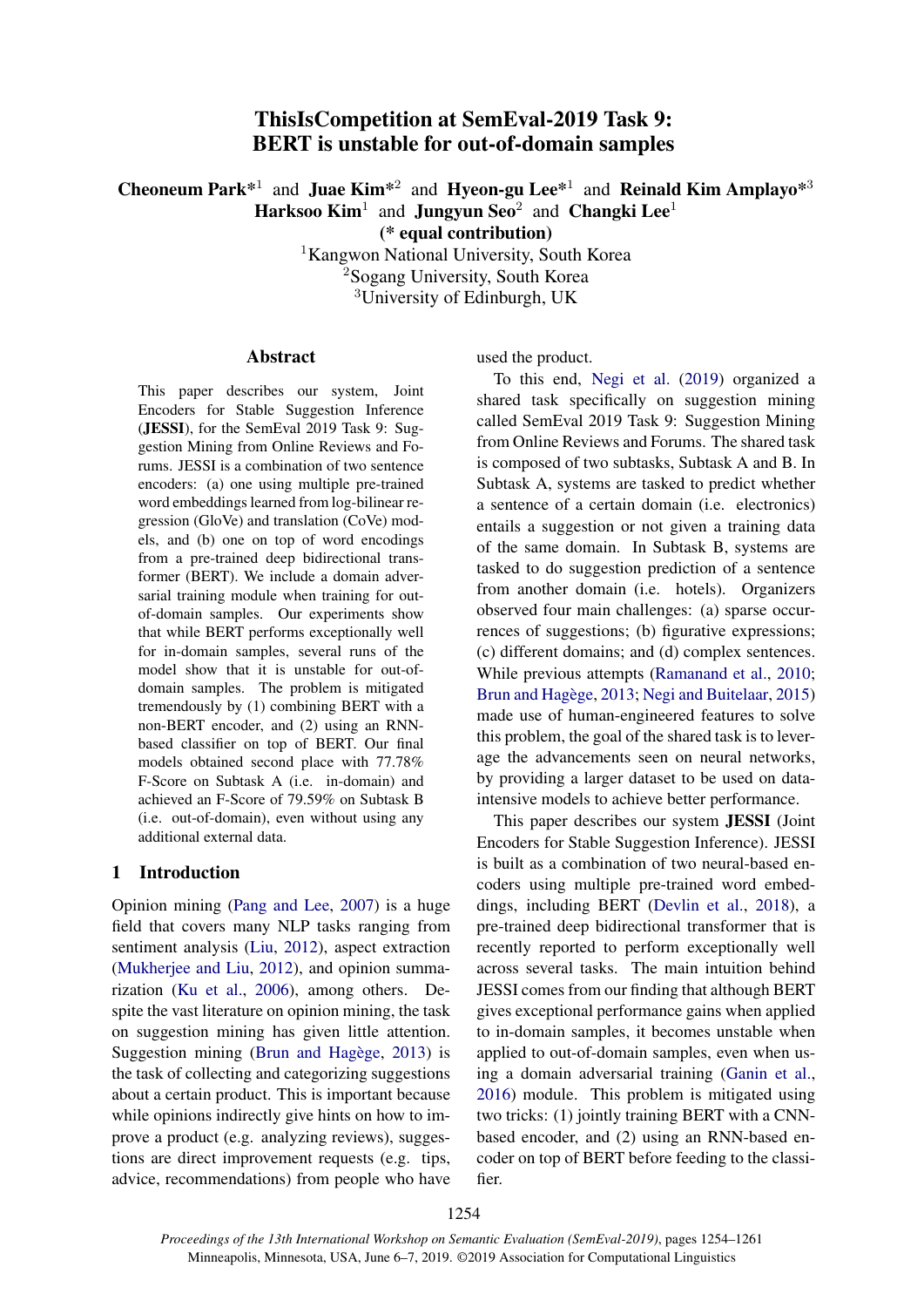# ThisIsCompetition at SemEval-2019 Task 9: BERT is unstable for out-of-domain samples

**Cheoneum Park***[1] and **Juae Kim***[2] and **Hyeon-gu Lee***[1] and **Reinald Kim Amplayo***[3]
**Harksoo Kim**[1] and **Jungyun Seo**[2] and **Changki Lee**[1]
**(* equal contribution)**
[1]Kangwon National University, South Korea
[2]Sogang University, South Korea
[3]University of Edinburgh, UK

## Abstract

This paper describes our system, Joint Encoders for Stable Suggestion Inference (**JESSI**), for the SemEval 2019 Task 9: Suggestion Mining from Online Reviews and Forums. JESSI is a combination of two sentence encoders: (a) one using multiple pre-trained word embeddings learned from log-bilinear regression (GloVe) and translation (CoVe) models, and (b) one on top of word encodings from a pre-trained deep bidirectional transformer (BERT). We include a domain adversarial training module when training for out-of-domain samples. Our experiments show that while BERT performs exceptionally well for in-domain samples, several runs of the model show that it is unstable for out-of-domain samples. The problem is mitigated tremendously by (1) combining BERT with a non-BERT encoder, and (2) using an RNN-based classifier on top of BERT. Our final models obtained second place with 77.78% F-Score on Subtask A (i.e. in-domain) and achieved an F-Score of 79.59% on Subtask B (i.e. out-of-domain), even without using any additional external data.

## 1 Introduction

Opinion mining (Pang and Lee, 2007) is a huge field that covers many NLP tasks ranging from sentiment analysis (Liu, 2012), aspect extraction (Mukherjee and Liu, 2012), and opinion summarization (Ku et al., 2006), among others. Despite the vast literature on opinion mining, the task on suggestion mining has given little attention. Suggestion mining (Brun and Hagège, 2013) is the task of collecting and categorizing suggestions about a certain product. This is important because while opinions indirectly give hints on how to improve a product (e.g. analyzing reviews), suggestions are direct improvement requests (e.g. tips, advice, recommendations) from people who have used the product.

To this end, Negi et al. (2019) organized a shared task specifically on suggestion mining called SemEval 2019 Task 9: Suggestion Mining from Online Reviews and Forums. The shared task is composed of two subtasks, Subtask A and B. In Subtask A, systems are tasked to predict whether a sentence of a certain domain (i.e. electronics) entails a suggestion or not given a training data of the same domain. In Subtask B, systems are tasked to do suggestion prediction of a sentence from another domain (i.e. hotels). Organizers observed four main challenges: (a) sparse occurrences of suggestions; (b) figurative expressions; (c) different domains; and (d) complex sentences. While previous attempts (Ramanand et al., 2010; Brun and Hagège, 2013; Negi and Buitelaar, 2015) made use of human-engineered features to solve this problem, the goal of the shared task is to leverage the advancements seen on neural networks, by providing a larger dataset to be used on data-intensive models to achieve better performance.

This paper describes our system **JESSI** (Joint Encoders for Stable Suggestion Inference). JESSI is built as a combination of two neural-based encoders using multiple pre-trained word embeddings, including BERT (Devlin et al., 2018), a pre-trained deep bidirectional transformer that is recently reported to perform exceptionally well across several tasks. The main intuition behind JESSI comes from our finding that although BERT gives exceptional performance gains when applied to in-domain samples, it becomes unstable when applied to out-of-domain samples, even when using a domain adversarial training (Ganin et al., 2016) module. This problem is mitigated using two tricks: (1) jointly training BERT with a CNN-based encoder, and (2) using an RNN-based encoder on top of BERT before feeding to the classifier.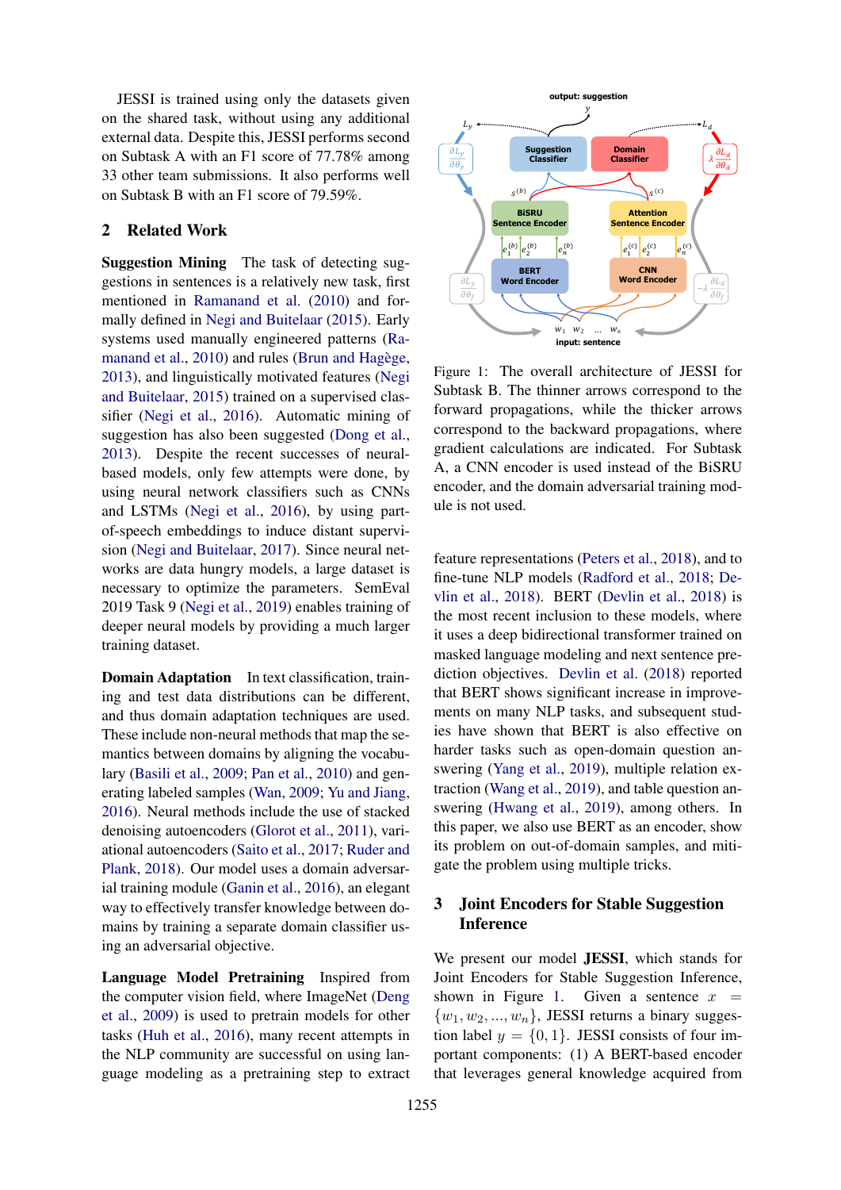JESSI is trained using only the datasets given on the shared task, without using any additional external data. Despite this, JESSI performs second on Subtask A with an F1 score of 77.78% among 33 other team submissions. It also performs well on Subtask B with an F1 score of 79.59%.

## 2 Related Work

**Suggestion Mining** The task of detecting suggestions in sentences is a relatively new task, first mentioned in Ramanand et al. (2010) and formally defined in Negi and Buitelaar (2015). Early systems used manually engineered patterns (Ramanand et al., 2010) and rules (Brun and Hagège, 2013), and linguistically motivated features (Negi and Buitelaar, 2015) trained on a supervised classifier (Negi et al., 2016). Automatic mining of suggestion has also been suggested (Dong et al., 2013). Despite the recent successes of neural-based models, only few attempts were done, by using neural network classifiers such as CNNs and LSTMs (Negi et al., 2016), by using part-of-speech embeddings to induce distant supervision (Negi and Buitelaar, 2017). Since neural networks are data hungry models, a large dataset is necessary to optimize the parameters. SemEval 2019 Task 9 (Negi et al., 2019) enables training of deeper neural models by providing a much larger training dataset.

**Domain Adaptation** In text classification, training and test data distributions can be different, and thus domain adaptation techniques are used. These include non-neural methods that map the semantics between domains by aligning the vocabulary (Basili et al., 2009; Pan et al., 2010) and generating labeled samples (Wan, 2009; Yu and Jiang, 2016). Neural methods include the use of stacked denoising autoencoders (Glorot et al., 2011), variational autoencoders (Saito et al., 2017; Ruder and Plank, 2018). Our model uses a domain adversarial training module (Ganin et al., 2016), an elegant way to effectively transfer knowledge between domains by training a separate domain classifier using an adversarial objective.

**Language Model Pretraining** Inspired from the computer vision field, where ImageNet (Deng et al., 2009) is used to pretrain models for other tasks (Huh et al., 2016), many recent attempts in the NLP community are successful on using language modeling as a pretraining step to extract feature representations (Peters et al., 2018), and to fine-tune NLP models (Radford et al., 2018; Devlin et al., 2018). BERT (Devlin et al., 2018) is the most recent inclusion to these models, where it uses a deep bidirectional transformer trained on masked language modeling and next sentence prediction objectives. Devlin et al. (2018) reported that BERT shows significant increase in improvements on many NLP tasks, and subsequent studies have shown that BERT is also effective on harder tasks such as open-domain question answering (Yang et al., 2019), multiple relation extraction (Wang et al., 2019), and table question answering (Hwang et al., 2019), among others. In this paper, we also use BERT as an encoder, show its problem on out-of-domain samples, and mitigate the problem using multiple tricks.

Figure 1: The overall architecture of JESSI for Subtask B. The thinner arrows correspond to the forward propagations, while the thicker arrows correspond to the backward propagations, where gradient calculations are indicated. For Subtask A, a CNN encoder is used instead of the BiSRU encoder, and the domain adversarial training module is not used.

## 3 Joint Encoders for Stable Suggestion Inference

We present our model **JESSI**, which stands for Joint Encoders for Stable Suggestion Inference, shown in Figure 1. Given a sentence $x = \{w_1, w_2, ..., w_n\}$, JESSI returns a binary suggestion label $y = \{0, 1\}$. JESSI consists of four important components: (1) A BERT-based encoder that leverages general knowledge acquired from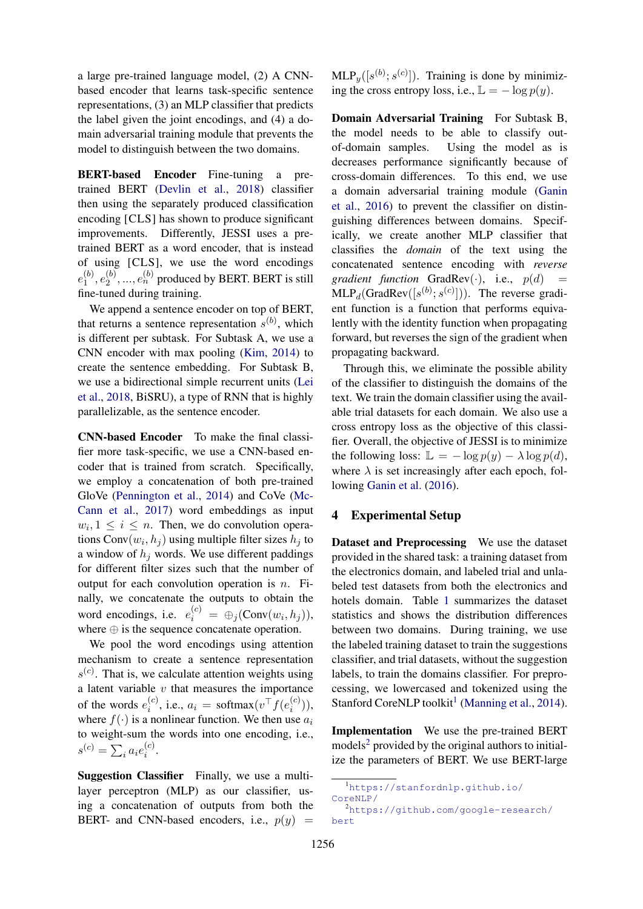a large pre-trained language model, (2) A CNN-based encoder that learns task-specific sentence representations, (3) an MLP classifier that predicts the label given the joint encodings, and (4) a domain adversarial training module that prevents the model to distinguish between the two domains.

**BERT-based Encoder** Fine-tuning a pre-trained BERT (Devlin et al., 2018) classifier then using the separately produced classification encoding [CLS] has shown to produce significant improvements. Differently, JESSI uses a pre-trained BERT as a word encoder, that is instead of using [CLS], we use the word encodings $e_1^{(b)}, e_2^{(b)}, ..., e_n^{(b)}$ produced by BERT. BERT is still fine-tuned during training.

We append a sentence encoder on top of BERT, that returns a sentence representation $s^{(b)}$, which is different per subtask. For Subtask A, we use a CNN encoder with max pooling (Kim, 2014) to create the sentence embedding. For Subtask B, we use a bidirectional simple recurrent units (Lei et al., 2018, BiSRU), a type of RNN that is highly parallelizable, as the sentence encoder.

**CNN-based Encoder** To make the final classifier more task-specific, we use a CNN-based encoder that is trained from scratch. Specifically, we employ a concatenation of both pre-trained GloVe (Pennington et al., 2014) and CoVe (McCann et al., 2017) word embeddings as input $w_i, 1 \leq i \leq n$. Then, we do convolution operations $\text{Conv}(w_i, h_j)$ using multiple filter sizes $h_j$ to a window of $h_j$ words. We use different paddings for different filter sizes such that the number of output for each convolution operation is $n$. Finally, we concatenate the outputs to obtain the word encodings, i.e. $e_i^{(c)} = \oplus_j(\text{Conv}(w_i, h_j))$, where $\oplus$ is the sequence concatenate operation.

We pool the word encodings using attention mechanism to create a sentence representation $s^{(c)}$. That is, we calculate attention weights using a latent variable $v$ that measures the importance of the words $e_i^{(c)}$, i.e., $a_i = \text{softmax}(v^\top f(e_i^{(c)}))$, where $f(\cdot)$ is a nonlinear function. We then use $a_i$ to weight-sum the words into one encoding, i.e., $s^{(c)} = \sum_i a_i e_i^{(c)}$.

**Suggestion Classifier** Finally, we use a multi-layer perceptron (MLP) as our classifier, using a concatenation of outputs from both the BERT- and CNN-based encoders, i.e., $p(y) = \text{MLP}_y([s^{(b)}; s^{(c)}])$. Training is done by minimizing the cross entropy loss, i.e., $\mathbb{L} = -\log p(y)$.

**Domain Adversarial Training** For Subtask B, the model needs to be able to classify out-of-domain samples. Using the model as is decreases performance significantly because of cross-domain differences. To this end, we use a domain adversarial training module (Ganin et al., 2016) to prevent the classifier on distinguishing differences between domains. Specifically, we create another MLP classifier that classifies the *domain* of the text using the concatenated sentence encoding with *reverse gradient function* $\text{GradRev}(\cdot)$, i.e., $p(d) = \text{MLP}_d(\text{GradRev}([s^{(b)}; s^{(c)}]))$. The reverse gradient function is a function that performs equivalently with the identity function when propagating forward, but reverses the sign of the gradient when propagating backward.

Through this, we eliminate the possible ability of the classifier to distinguish the domains of the text. We train the domain classifier using the available trial datasets for each domain. We also use a cross entropy loss as the objective of this classifier. Overall, the objective of JESSI is to minimize the following loss: $\mathbb{L} = -\log p(y) - \lambda \log p(d)$, where $\lambda$ is set increasingly after each epoch, following Ganin et al. (2016).

## 4 Experimental Setup

**Dataset and Preprocessing** We use the dataset provided in the shared task: a training dataset from the electronics domain, and labeled trial and unlabeled test datasets from both the electronics and hotels domain. Table 1 summarizes the dataset statistics and shows the distribution differences between two domains. During training, we use the labeled training dataset to train the suggestions classifier, and trial datasets, without the suggestion labels, to train the domains classifier. For preprocessing, we lowercased and tokenized using the Stanford CoreNLP toolkit[1] (Manning et al., 2014).

**Implementation** We use the pre-trained BERT models[2] provided by the original authors to initialize the parameters of BERT. We use BERT-large

[1] https://stanfordnlp.github.io/CoreNLP/

[2] https://github.com/google-research/bert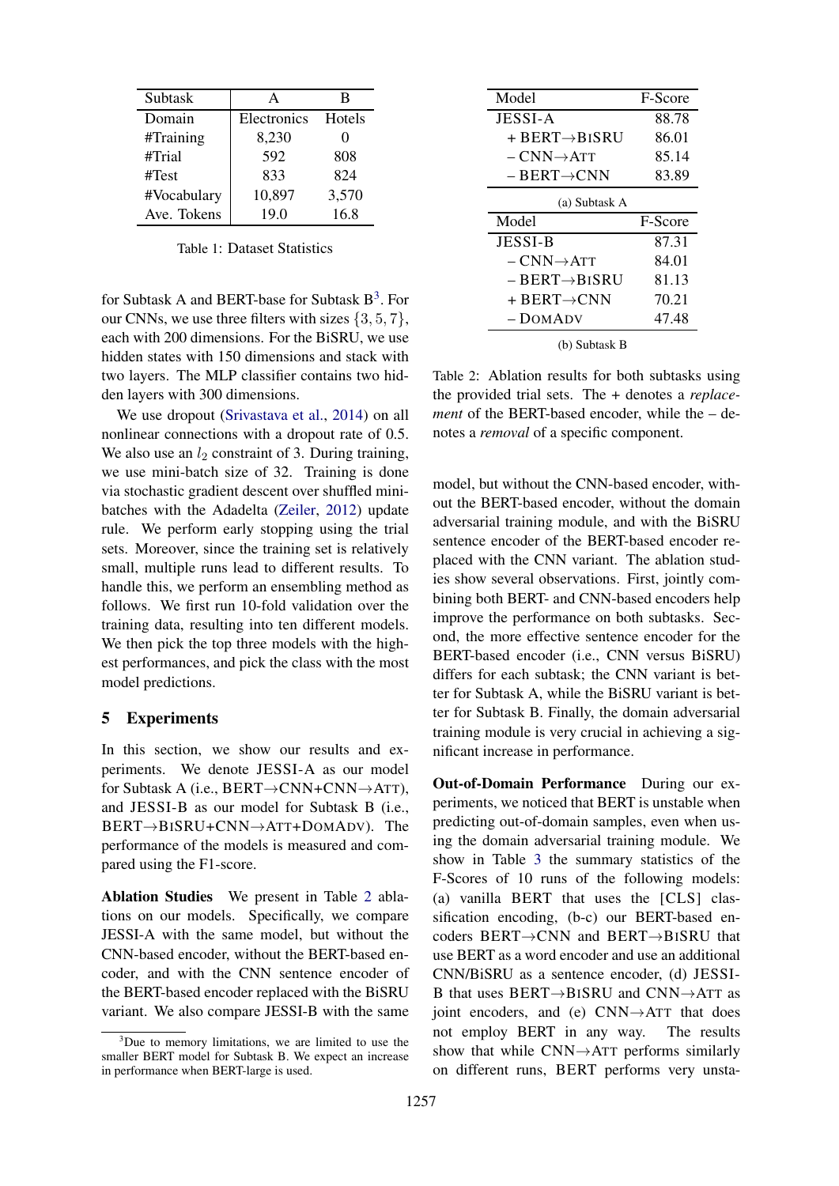| Subtask | A | B |
|---|---|---|
| Domain | Electronics | Hotels |
| #Training | 8,230 | 0 |
| #Trial | 592 | 808 |
| #Test | 833 | 824 |
| #Vocabulary | 10,897 | 3,570 |
| Ave. Tokens | 19.0 | 16.8 |

Table 1: Dataset Statistics

for Subtask A and BERT-base for Subtask B[3]. For our CNNs, we use three filters with sizes $\{3, 5, 7\}$, each with 200 dimensions. For the BiSRU, we use hidden states with 150 dimensions and stack with two layers. The MLP classifier contains two hidden layers with 300 dimensions.

We use dropout (Srivastava et al., 2014) on all nonlinear connections with a dropout rate of 0.5. We also use an $l_2$ constraint of 3. During training, we use mini-batch size of 32. Training is done via stochastic gradient descent over shuffled mini-batches with the Adadelta (Zeiler, 2012) update rule. We perform early stopping using the trial sets. Moreover, since the training set is relatively small, multiple runs lead to different results. To handle this, we perform an ensembling method as follows. We first run 10-fold validation over the training data, resulting into ten different models. We then pick the top three models with the highest performances, and pick the class with the most model predictions.

## 5 Experiments

In this section, we show our results and experiments. We denote JESSI-A as our model for Subtask A (i.e., BERT→CNN+CNN→ATT), and JESSI-B as our model for Subtask B (i.e., BERT→BISRU+CNN→ATT+DOMADV). The performance of the models is measured and compared using the F1-score.

**Ablation Studies** We present in Table 2 ablations on our models. Specifically, we compare JESSI-A with the same model, but without the CNN-based encoder, without the BERT-based encoder, and with the CNN sentence encoder of the BERT-based encoder replaced with the BiSRU variant. We also compare JESSI-B with the same model, but without the CNN-based encoder, without the BERT-based encoder, without the domain adversarial training module, and with the BiSRU sentence encoder of the BERT-based encoder replaced with the CNN variant. The ablation studies show several observations. First, jointly combining both BERT- and CNN-based encoders help improve the performance on both subtasks. Second, the more effective sentence encoder for the BERT-based encoder (i.e., CNN versus BiSRU) differs for each subtask; the CNN variant is better for Subtask A, while the BiSRU variant is better for Subtask B. Finally, the domain adversarial training module is very crucial in achieving a significant increase in performance.

[3]Due to memory limitations, we are limited to use the smaller BERT model for Subtask B. We expect an increase in performance when BERT-large is used.

| Model | F-Score |
|---|---|
| JESSI-A | 88.78 |
| + BERT→BISRU | 86.01 |
| – CNN→ATT | 85.14 |
| – BERT→CNN | 83.89 |

(a) Subtask A

| Model | F-Score |
|---|---|
| JESSI-B | 87.31 |
| – CNN→ATT | 84.01 |
| – BERT→BISRU | 81.13 |
| + BERT→CNN | 70.21 |
| – DOMADV | 47.48 |

(b) Subtask B

Table 2: Ablation results for both subtasks using the provided trial sets. The + denotes a *replacement* of the BERT-based encoder, while the – denotes a *removal* of a specific component.

**Out-of-Domain Performance** During our experiments, we noticed that BERT is unstable when predicting out-of-domain samples, even when using the domain adversarial training module. We show in Table 3 the summary statistics of the F-Scores of 10 runs of the following models: (a) vanilla BERT that uses the [CLS] classification encoding, (b-c) our BERT-based encoders BERT→CNN and BERT→BISRU that use BERT as a word encoder and use an additional CNN/BiSRU as a sentence encoder, (d) JESSI-B that uses BERT→BISRU and CNN→ATT as joint encoders, and (e) CNN→ATT that does not employ BERT in any way. The results show that while CNN→ATT performs similarly on different runs, BERT performs very unsta-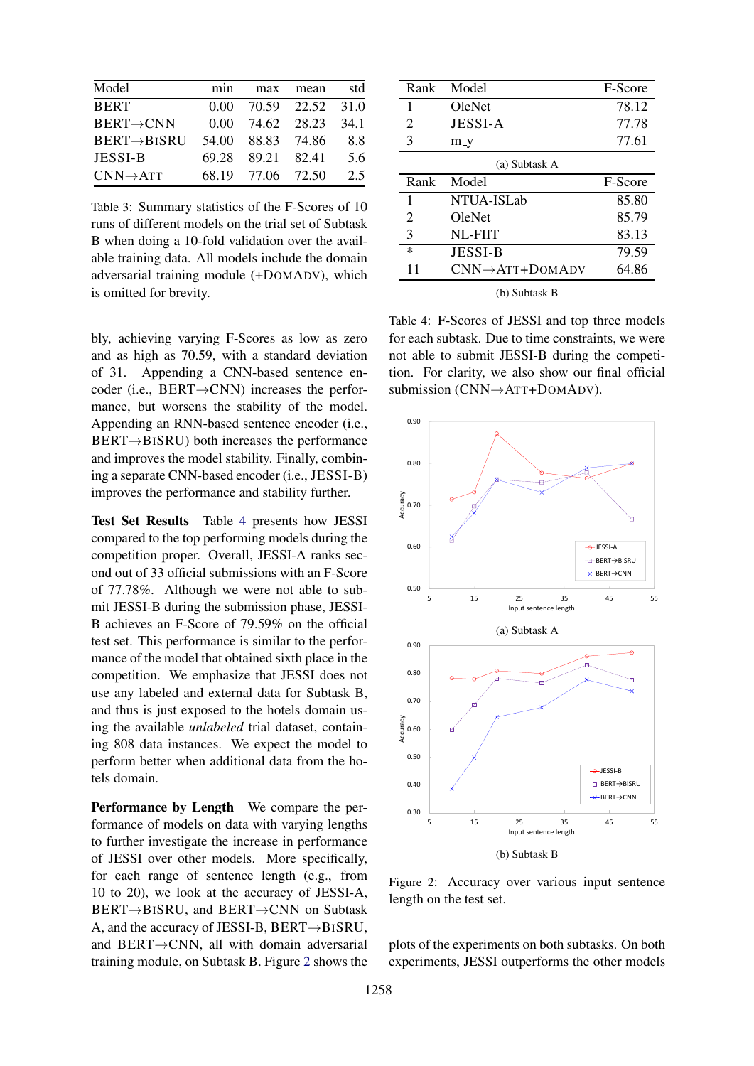| Model | min | max | mean | std |
|---|---|---|---|---|
| BERT | 0.00 | 70.59 | 22.52 | 31.0 |
| BERT→CNN | 0.00 | 74.62 | 28.23 | 34.1 |
| BERT→BISRU | 54.00 | 88.83 | 74.86 | 8.8 |
| JESSI-B | 69.28 | 89.21 | 82.41 | 5.6 |
| CNN→ATT | 68.19 | 77.06 | 72.50 | 2.5 |

Table 3: Summary statistics of the F-Scores of 10 runs of different models on the trial set of Subtask B when doing a 10-fold validation over the available training data. All models include the domain adversarial training module (+DOMADV), which is omitted for brevity.

bly, achieving varying F-Scores as low as zero and as high as 70.59, with a standard deviation of 31. Appending a CNN-based sentence encoder (i.e., BERT→CNN) increases the performance, but worsens the stability of the model. Appending an RNN-based sentence encoder (i.e., BERT→BISRU) both increases the performance and improves the model stability. Finally, combining a separate CNN-based encoder (i.e., JESSI-B) improves the performance and stability further.

**Test Set Results** Table 4 presents how JESSI compared to the top performing models during the competition proper. Overall, JESSI-A ranks second out of 33 official submissions with an F-Score of 77.78%. Although we were not able to submit JESSI-B during the submission phase, JESSI-B achieves an F-Score of 79.59% on the official test set. This performance is similar to the performance of the model that obtained sixth place in the competition. We emphasize that JESSI does not use any labeled and external data for Subtask B, and thus is just exposed to the hotels domain using the available *unlabeled* trial dataset, containing 808 data instances. We expect the model to perform better when additional data from the hotels domain.

**Performance by Length** We compare the performance of models on data with varying lengths to further investigate the increase in performance of JESSI over other models. More specifically, for each range of sentence length (e.g., from 10 to 20), we look at the accuracy of JESSI-A, BERT→BISRU, and BERT→CNN on Subtask A, and the accuracy of JESSI-B, BERT→BISRU, and BERT→CNN, all with domain adversarial training module, on Subtask B. Figure 2 shows the

| Rank | Model | F-Score |
|---|---|---|
| 1 | OleNet | 78.12 |
| 2 | JESSI-A | 77.78 |
| 3 | m_y | 77.61 |

(a) Subtask A

| Rank | Model | F-Score |
|---|---|---|
| 1 | NTUA-ISLab | 85.80 |
| 2 | OleNet | 85.79 |
| 3 | NL-FIIT | 83.13 |
| * | JESSI-B | 79.59 |
| 11 | CNN→ATT+DOMADV | 64.86 |

(b) Subtask B

Table 4: F-Scores of JESSI and top three models for each subtask. Due to time constraints, we were not able to submit JESSI-B during the competition. For clarity, we also show our final official submission (CNN→ATT+DOMADV).

(a) Subtask A

(b) Subtask B

Figure 2: Accuracy over various input sentence length on the test set.

plots of the experiments on both subtasks. On both experiments, JESSI outperforms the other models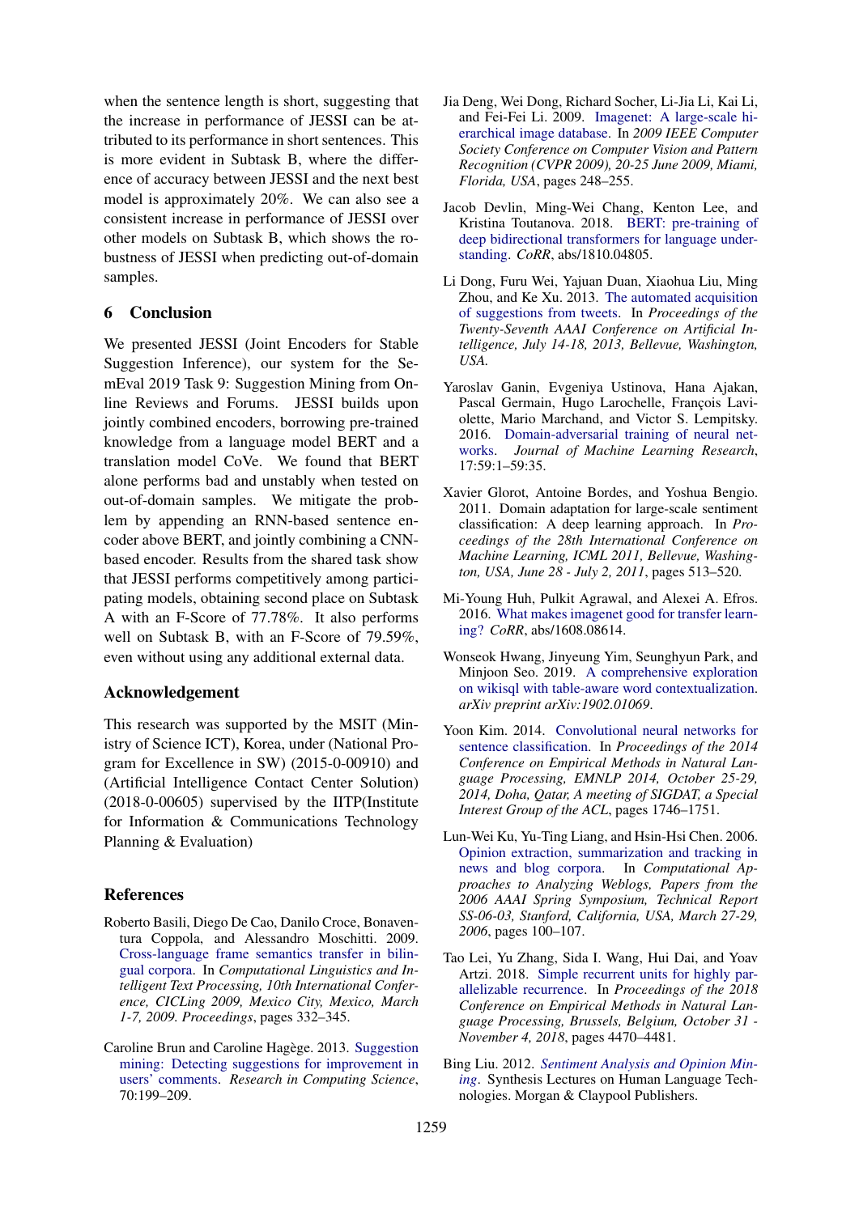when the sentence length is short, suggesting that the increase in performance of JESSI can be attributed to its performance in short sentences. This is more evident in Subtask B, where the difference of accuracy between JESSI and the next best model is approximately 20%. We can also see a consistent increase in performance of JESSI over other models on Subtask B, which shows the robustness of JESSI when predicting out-of-domain samples.

## 6 Conclusion

We presented JESSI (Joint Encoders for Stable Suggestion Inference), our system for the SemEval 2019 Task 9: Suggestion Mining from Online Reviews and Forums. JESSI builds upon jointly combined encoders, borrowing pre-trained knowledge from a language model BERT and a translation model CoVe. We found that BERT alone performs bad and unstably when tested on out-of-domain samples. We mitigate the problem by appending an RNN-based sentence encoder above BERT, and jointly combining a CNN-based encoder. Results from the shared task show that JESSI performs competitively among participating models, obtaining second place on Subtask A with an F-Score of 77.78%. It also performs well on Subtask B, with an F-Score of 79.59%, even without using any additional external data.

## Acknowledgement

This research was supported by the MSIT (Ministry of Science ICT), Korea, under (National Program for Excellence in SW) (2015-0-00910) and (Artificial Intelligence Contact Center Solution) (2018-0-00605) supervised by the IITP(Institute for Information & Communications Technology Planning & Evaluation)

## References

Roberto Basili, Diego De Cao, Danilo Croce, Bonaventura Coppola, and Alessandro Moschitti. 2009. Cross-language frame semantics transfer in bilingual corpora. In *Computational Linguistics and Intelligent Text Processing, 10th International Conference, CICLing 2009, Mexico City, Mexico, March 1-7, 2009. Proceedings*, pages 332–345.

Caroline Brun and Caroline Hagège. 2013. Suggestion mining: Detecting suggestions for improvement in users' comments. *Research in Computing Science*, 70:199–209.

Jia Deng, Wei Dong, Richard Socher, Li-Jia Li, Kai Li, and Fei-Fei Li. 2009. Imagenet: A large-scale hierarchical image database. In *2009 IEEE Computer Society Conference on Computer Vision and Pattern Recognition (CVPR 2009), 20-25 June 2009, Miami, Florida, USA*, pages 248–255.

Jacob Devlin, Ming-Wei Chang, Kenton Lee, and Kristina Toutanova. 2018. BERT: pre-training of deep bidirectional transformers for language understanding. *CoRR*, abs/1810.04805.

Li Dong, Furu Wei, Yajuan Duan, Xiaohua Liu, Ming Zhou, and Ke Xu. 2013. The automated acquisition of suggestions from tweets. In *Proceedings of the Twenty-Seventh AAAI Conference on Artificial Intelligence, July 14-18, 2013, Bellevue, Washington, USA.*

Yaroslav Ganin, Evgeniya Ustinova, Hana Ajakan, Pascal Germain, Hugo Larochelle, François Laviolette, Mario Marchand, and Victor S. Lempitsky. 2016. Domain-adversarial training of neural networks. *Journal of Machine Learning Research*, 17:59:1–59:35.

Xavier Glorot, Antoine Bordes, and Yoshua Bengio. 2011. Domain adaptation for large-scale sentiment classification: A deep learning approach. In *Proceedings of the 28th International Conference on Machine Learning, ICML 2011, Bellevue, Washington, USA, June 28 - July 2, 2011*, pages 513–520.

Mi-Young Huh, Pulkit Agrawal, and Alexei A. Efros. 2016. What makes imagenet good for transfer learning? *CoRR*, abs/1608.08614.

Wonseok Hwang, Jinyeung Yim, Seunghyun Park, and Minjoon Seo. 2019. A comprehensive exploration on wikisql with table-aware word contextualization. *arXiv preprint arXiv:1902.01069*.

Yoon Kim. 2014. Convolutional neural networks for sentence classification. In *Proceedings of the 2014 Conference on Empirical Methods in Natural Language Processing, EMNLP 2014, October 25-29, 2014, Doha, Qatar, A meeting of SIGDAT, a Special Interest Group of the ACL*, pages 1746–1751.

Lun-Wei Ku, Yu-Ting Liang, and Hsin-Hsi Chen. 2006. Opinion extraction, summarization and tracking in news and blog corpora. In *Computational Approaches to Analyzing Weblogs, Papers from the 2006 AAAI Spring Symposium, Technical Report SS-06-03, Stanford, California, USA, March 27-29, 2006*, pages 100–107.

Tao Lei, Yu Zhang, Sida I. Wang, Hui Dai, and Yoav Artzi. 2018. Simple recurrent units for highly parallelizable recurrence. In *Proceedings of the 2018 Conference on Empirical Methods in Natural Language Processing, Brussels, Belgium, October 31 - November 4, 2018*, pages 4470–4481.

Bing Liu. 2012. *Sentiment Analysis and Opinion Mining*. Synthesis Lectures on Human Language Technologies. Morgan & Claypool Publishers.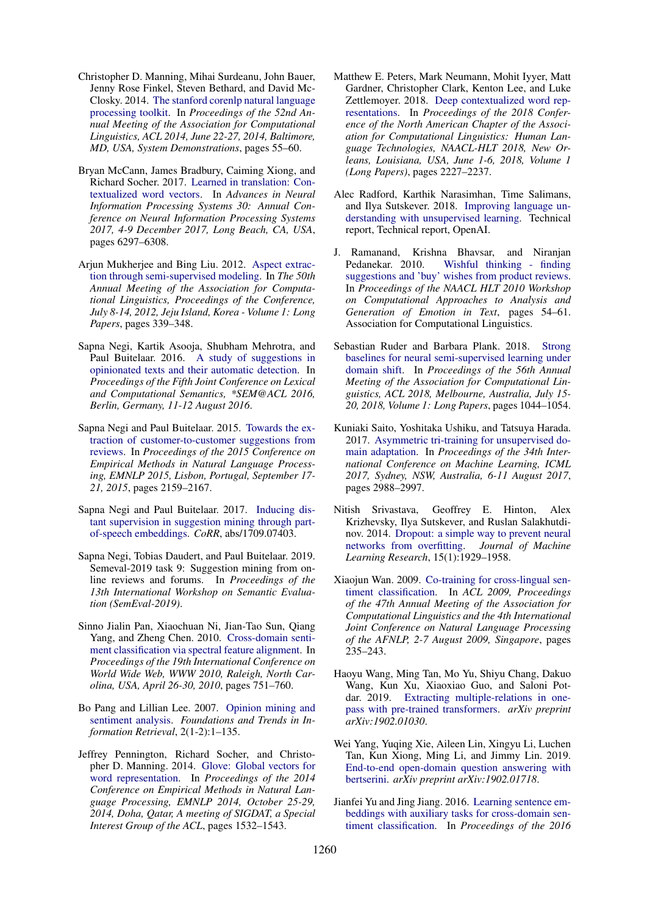Christopher D. Manning, Mihai Surdeanu, John Bauer, Jenny Rose Finkel, Steven Bethard, and David McClosky. 2014. The stanford corenlp natural language processing toolkit. In *Proceedings of the 52nd Annual Meeting of the Association for Computational Linguistics, ACL 2014, June 22-27, 2014, Baltimore, MD, USA, System Demonstrations*, pages 55–60.

Bryan McCann, James Bradbury, Caiming Xiong, and Richard Socher. 2017. Learned in translation: Contextualized word vectors. In *Advances in Neural Information Processing Systems 30: Annual Conference on Neural Information Processing Systems 2017, 4-9 December 2017, Long Beach, CA, USA*, pages 6297–6308.

Arjun Mukherjee and Bing Liu. 2012. Aspect extraction through semi-supervised modeling. In *The 50th Annual Meeting of the Association for Computational Linguistics, Proceedings of the Conference, July 8-14, 2012, Jeju Island, Korea - Volume 1: Long Papers*, pages 339–348.

Sapna Negi, Kartik Asooja, Shubham Mehrotra, and Paul Buitelaar. 2016. A study of suggestions in opinionated texts and their automatic detection. In *Proceedings of the Fifth Joint Conference on Lexical and Computational Semantics, *SEM@ACL 2016, Berlin, Germany, 11-12 August 2016*.

Sapna Negi and Paul Buitelaar. 2015. Towards the extraction of customer-to-customer suggestions from reviews. In *Proceedings of the 2015 Conference on Empirical Methods in Natural Language Processing, EMNLP 2015, Lisbon, Portugal, September 17-21, 2015*, pages 2159–2167.

Sapna Negi and Paul Buitelaar. 2017. Inducing distant supervision in suggestion mining through part-of-speech embeddings. *CoRR*, abs/1709.07403.

Sapna Negi, Tobias Daudert, and Paul Buitelaar. 2019. Semeval-2019 task 9: Suggestion mining from online reviews and forums. In *Proceedings of the 13th International Workshop on Semantic Evaluation (SemEval-2019)*.

Sinno Jialin Pan, Xiaochuan Ni, Jian-Tao Sun, Qiang Yang, and Zheng Chen. 2010. Cross-domain sentiment classification via spectral feature alignment. In *Proceedings of the 19th International Conference on World Wide Web, WWW 2010, Raleigh, North Carolina, USA, April 26-30, 2010*, pages 751–760.

Bo Pang and Lillian Lee. 2007. Opinion mining and sentiment analysis. *Foundations and Trends in Information Retrieval*, 2(1-2):1–135.

Jeffrey Pennington, Richard Socher, and Christopher D. Manning. 2014. Glove: Global vectors for word representation. In *Proceedings of the 2014 Conference on Empirical Methods in Natural Language Processing, EMNLP 2014, October 25-29, 2014, Doha, Qatar, A meeting of SIGDAT, a Special Interest Group of the ACL*, pages 1532–1543.

Matthew E. Peters, Mark Neumann, Mohit Iyyer, Matt Gardner, Christopher Clark, Kenton Lee, and Luke Zettlemoyer. 2018. Deep contextualized word representations. In *Proceedings of the 2018 Conference of the North American Chapter of the Association for Computational Linguistics: Human Language Technologies, NAACL-HLT 2018, New Orleans, Louisiana, USA, June 1-6, 2018, Volume 1 (Long Papers)*, pages 2227–2237.

Alec Radford, Karthik Narasimhan, Time Salimans, and Ilya Sutskever. 2018. Improving language understanding with unsupervised learning. Technical report, Technical report, OpenAI.

J. Ramanand, Krishna Bhavsar, and Niranjan Pedanekar. 2010. Wishful thinking - finding suggestions and 'buy' wishes from product reviews. In *Proceedings of the NAACL HLT 2010 Workshop on Computational Approaches to Analysis and Generation of Emotion in Text*, pages 54–61. Association for Computational Linguistics.

Sebastian Ruder and Barbara Plank. 2018. Strong baselines for neural semi-supervised learning under domain shift. In *Proceedings of the 56th Annual Meeting of the Association for Computational Linguistics, ACL 2018, Melbourne, Australia, July 15-20, 2018, Volume 1: Long Papers*, pages 1044–1054.

Kuniaki Saito, Yoshitaka Ushiku, and Tatsuya Harada. 2017. Asymmetric tri-training for unsupervised domain adaptation. In *Proceedings of the 34th International Conference on Machine Learning, ICML 2017, Sydney, NSW, Australia, 6-11 August 2017*, pages 2988–2997.

Nitish Srivastava, Geoffrey E. Hinton, Alex Krizhevsky, Ilya Sutskever, and Ruslan Salakhutdinov. 2014. Dropout: a simple way to prevent neural networks from overfitting. *Journal of Machine Learning Research*, 15(1):1929–1958.

Xiaojun Wan. 2009. Co-training for cross-lingual sentiment classification. In *ACL 2009, Proceedings of the 47th Annual Meeting of the Association for Computational Linguistics and the 4th International Joint Conference on Natural Language Processing of the AFNLP, 2-7 August 2009, Singapore*, pages 235–243.

Haoyu Wang, Ming Tan, Mo Yu, Shiyu Chang, Dakuo Wang, Kun Xu, Xiaoxiao Guo, and Saloni Potdar. 2019. Extracting multiple-relations in one-pass with pre-trained transformers. *arXiv preprint arXiv:1902.01030*.

Wei Yang, Yuqing Xie, Aileen Lin, Xingyu Li, Luchen Tan, Kun Xiong, Ming Li, and Jimmy Lin. 2019. End-to-end open-domain question answering with bertserini. *arXiv preprint arXiv:1902.01718*.

Jianfei Yu and Jing Jiang. 2016. Learning sentence embeddings with auxiliary tasks for cross-domain sentiment classification. In *Proceedings of the 2016*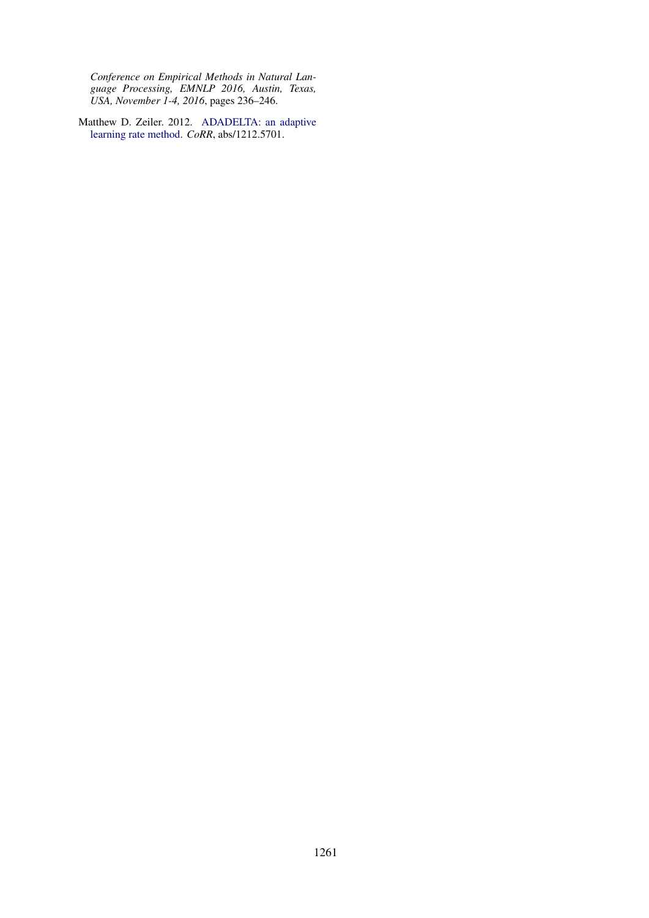*Conference on Empirical Methods in Natural Language Processing, EMNLP 2016, Austin, Texas, USA, November 1-4, 2016*, pages 236–246.

Matthew D. Zeiler. 2012. ADADELTA: an adaptive learning rate method. *CoRR*, abs/1212.5701.